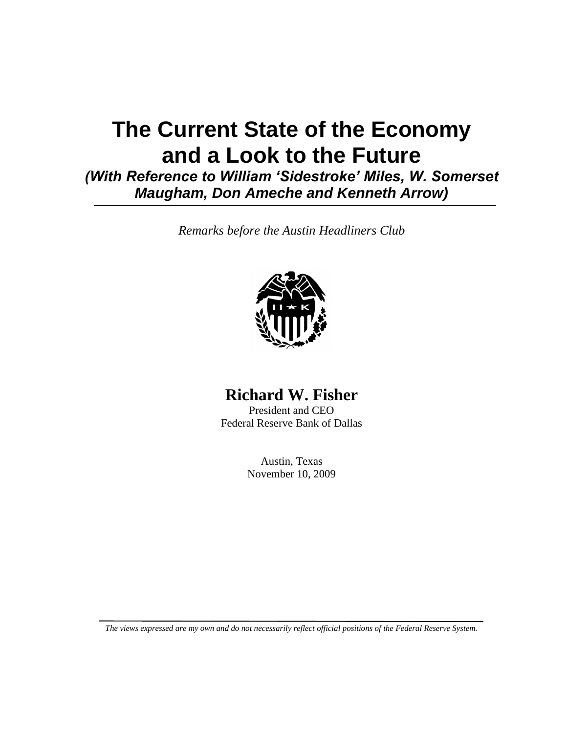# The Current State of the Economy and a Look to the Future

***(With Reference to William 'Sidestroke' Miles, W. Somerset Maugham, Don Ameche and Kenneth Arrow)***

*Remarks before the Austin Headliners Club*

**Richard W. Fisher**

President and CEO

Federal Reserve Bank of Dallas

Austin, Texas

November 10, 2009

*The views expressed are my own and do not necessarily reflect official positions of the Federal Reserve System.*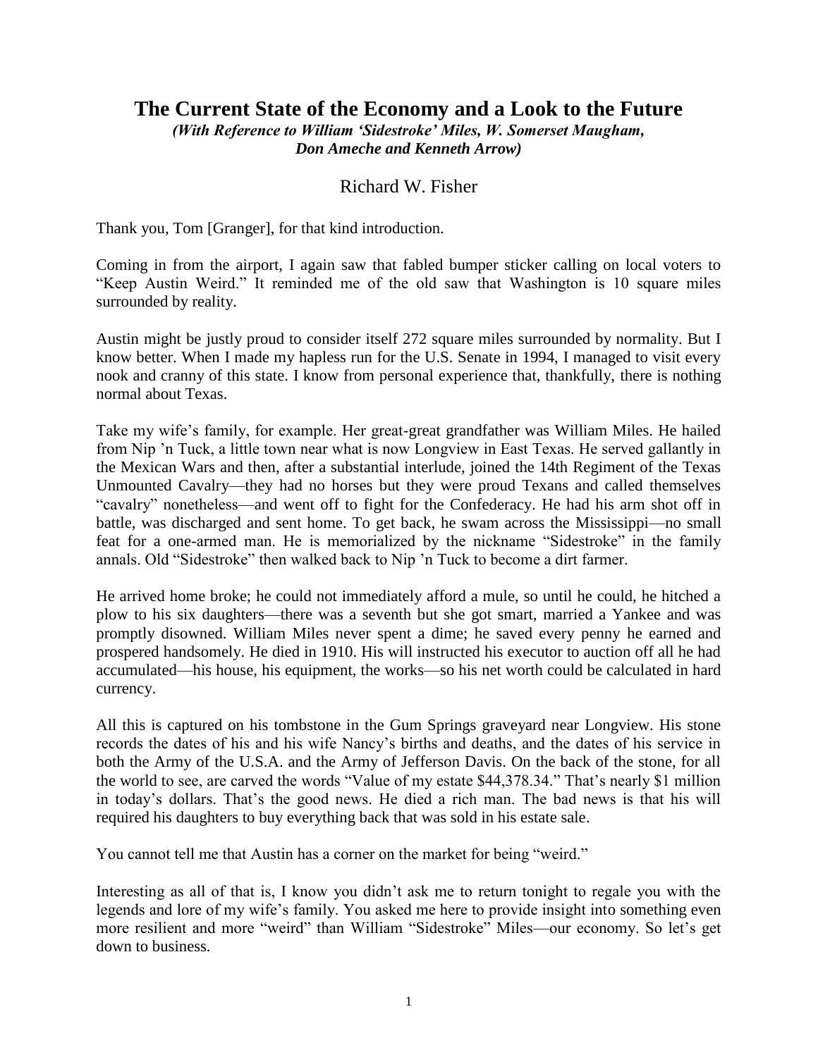# The Current State of the Economy and a Look to the Future

***(With Reference to William 'Sidestroke' Miles, W. Somerset Maugham, Don Ameche and Kenneth Arrow)***

Richard W. Fisher

Thank you, Tom [Granger], for that kind introduction.

Coming in from the airport, I again saw that fabled bumper sticker calling on local voters to "Keep Austin Weird." It reminded me of the old saw that Washington is 10 square miles surrounded by reality.

Austin might be justly proud to consider itself 272 square miles surrounded by normality. But I know better. When I made my hapless run for the U.S. Senate in 1994, I managed to visit every nook and cranny of this state. I know from personal experience that, thankfully, there is nothing normal about Texas.

Take my wife's family, for example. Her great-great grandfather was William Miles. He hailed from Nip 'n Tuck, a little town near what is now Longview in East Texas. He served gallantly in the Mexican Wars and then, after a substantial interlude, joined the 14th Regiment of the Texas Unmounted Cavalry—they had no horses but they were proud Texans and called themselves "cavalry" nonetheless—and went off to fight for the Confederacy. He had his arm shot off in battle, was discharged and sent home. To get back, he swam across the Mississippi—no small feat for a one-armed man. He is memorialized by the nickname "Sidestroke" in the family annals. Old "Sidestroke" then walked back to Nip 'n Tuck to become a dirt farmer.

He arrived home broke; he could not immediately afford a mule, so until he could, he hitched a plow to his six daughters—there was a seventh but she got smart, married a Yankee and was promptly disowned. William Miles never spent a dime; he saved every penny he earned and prospered handsomely. He died in 1910. His will instructed his executor to auction off all he had accumulated—his house, his equipment, the works—so his net worth could be calculated in hard currency.

All this is captured on his tombstone in the Gum Springs graveyard near Longview. His stone records the dates of his and his wife Nancy's births and deaths, and the dates of his service in both the Army of the U.S.A. and the Army of Jefferson Davis. On the back of the stone, for all the world to see, are carved the words "Value of my estate $44,378.34." That's nearly $1 million in today's dollars. That's the good news. He died a rich man. The bad news is that his will required his daughters to buy everything back that was sold in his estate sale.

You cannot tell me that Austin has a corner on the market for being "weird."

Interesting as all of that is, I know you didn't ask me to return tonight to regale you with the legends and lore of my wife's family. You asked me here to provide insight into something even more resilient and more "weird" than William "Sidestroke" Miles—our economy. So let's get down to business.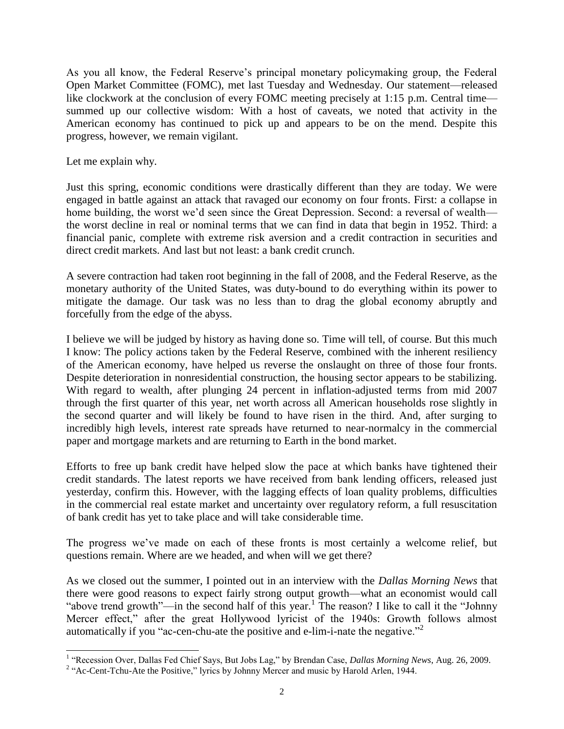As you all know, the Federal Reserve's principal monetary policymaking group, the Federal Open Market Committee (FOMC), met last Tuesday and Wednesday. Our statement—released like clockwork at the conclusion of every FOMC meeting precisely at 1:15 p.m. Central time—summed up our collective wisdom: With a host of caveats, we noted that activity in the American economy has continued to pick up and appears to be on the mend. Despite this progress, however, we remain vigilant.

Let me explain why.

Just this spring, economic conditions were drastically different than they are today. We were engaged in battle against an attack that ravaged our economy on four fronts. First: a collapse in home building, the worst we'd seen since the Great Depression. Second: a reversal of wealth—the worst decline in real or nominal terms that we can find in data that begin in 1952. Third: a financial panic, complete with extreme risk aversion and a credit contraction in securities and direct credit markets. And last but not least: a bank credit crunch.

A severe contraction had taken root beginning in the fall of 2008, and the Federal Reserve, as the monetary authority of the United States, was duty-bound to do everything within its power to mitigate the damage. Our task was no less than to drag the global economy abruptly and forcefully from the edge of the abyss.

I believe we will be judged by history as having done so. Time will tell, of course. But this much I know: The policy actions taken by the Federal Reserve, combined with the inherent resiliency of the American economy, have helped us reverse the onslaught on three of those four fronts. Despite deterioration in nonresidential construction, the housing sector appears to be stabilizing. With regard to wealth, after plunging 24 percent in inflation-adjusted terms from mid 2007 through the first quarter of this year, net worth across all American households rose slightly in the second quarter and will likely be found to have risen in the third. And, after surging to incredibly high levels, interest rate spreads have returned to near-normalcy in the commercial paper and mortgage markets and are returning to Earth in the bond market.

Efforts to free up bank credit have helped slow the pace at which banks have tightened their credit standards. The latest reports we have received from bank lending officers, released just yesterday, confirm this. However, with the lagging effects of loan quality problems, difficulties in the commercial real estate market and uncertainty over regulatory reform, a full resuscitation of bank credit has yet to take place and will take considerable time.

The progress we've made on each of these fronts is most certainly a welcome relief, but questions remain. Where are we headed, and when will we get there?

As we closed out the summer, I pointed out in an interview with the *Dallas Morning News* that there were good reasons to expect fairly strong output growth—what an economist would call "above trend growth"—in the second half of this year.[1] The reason? I like to call it the "Johnny Mercer effect," after the great Hollywood lyricist of the 1940s: Growth follows almost automatically if you "ac-cen-chu-ate the positive and e-lim-i-nate the negative."[2]

---

[1] "Recession Over, Dallas Fed Chief Says, But Jobs Lag," by Brendan Case, *Dallas Morning News*, Aug. 26, 2009.

[2] "Ac-Cent-Tchu-Ate the Positive," lyrics by Johnny Mercer and music by Harold Arlen, 1944.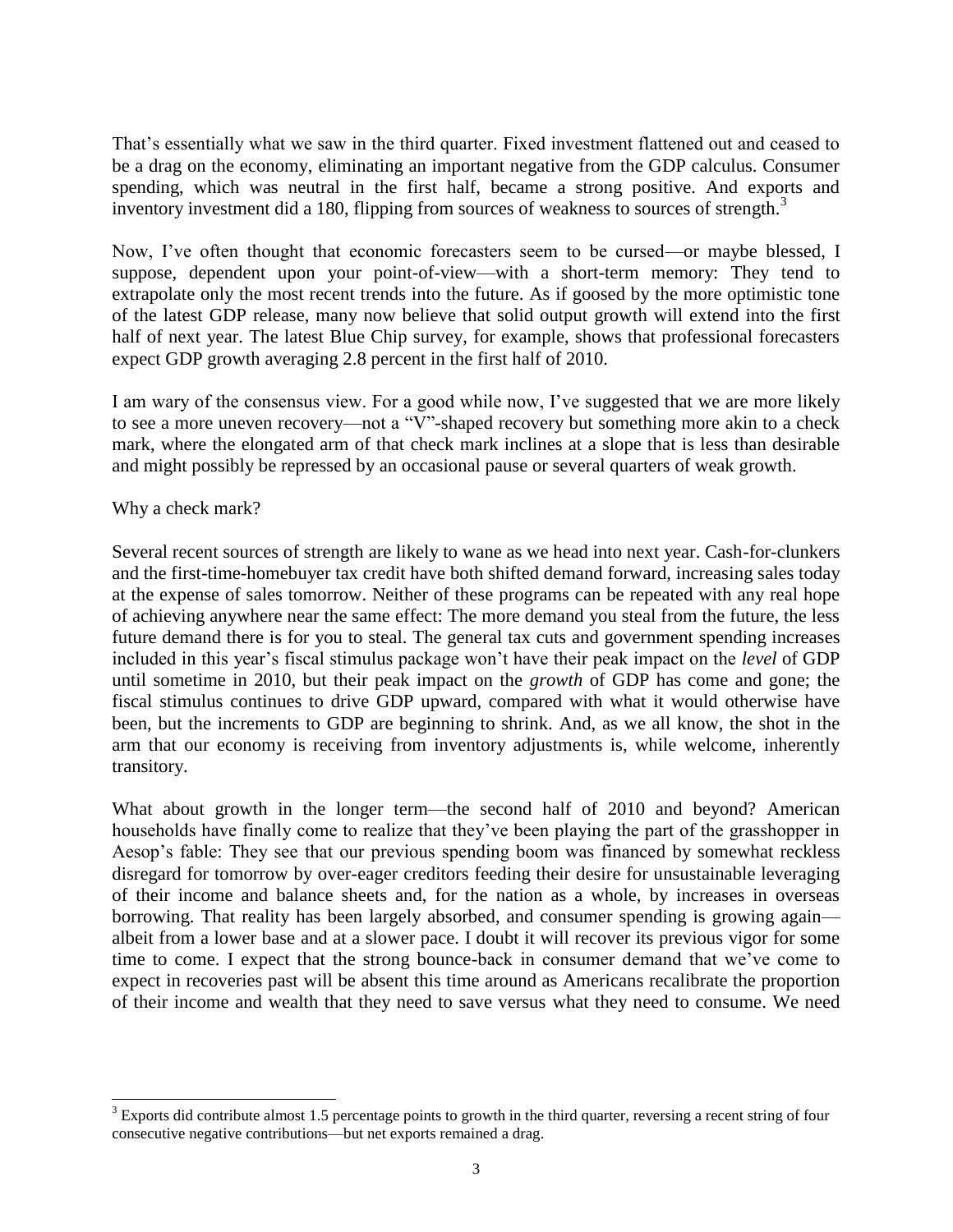That's essentially what we saw in the third quarter. Fixed investment flattened out and ceased to be a drag on the economy, eliminating an important negative from the GDP calculus. Consumer spending, which was neutral in the first half, became a strong positive. And exports and inventory investment did a 180, flipping from sources of weakness to sources of strength.[3]

Now, I've often thought that economic forecasters seem to be cursed—or maybe blessed, I suppose, dependent upon your point-of-view—with a short-term memory: They tend to extrapolate only the most recent trends into the future. As if goosed by the more optimistic tone of the latest GDP release, many now believe that solid output growth will extend into the first half of next year. The latest Blue Chip survey, for example, shows that professional forecasters expect GDP growth averaging 2.8 percent in the first half of 2010.

I am wary of the consensus view. For a good while now, I've suggested that we are more likely to see a more uneven recovery—not a "V"-shaped recovery but something more akin to a check mark, where the elongated arm of that check mark inclines at a slope that is less than desirable and might possibly be repressed by an occasional pause or several quarters of weak growth.

Why a check mark?

Several recent sources of strength are likely to wane as we head into next year. Cash-for-clunkers and the first-time-homebuyer tax credit have both shifted demand forward, increasing sales today at the expense of sales tomorrow. Neither of these programs can be repeated with any real hope of achieving anywhere near the same effect: The more demand you steal from the future, the less future demand there is for you to steal. The general tax cuts and government spending increases included in this year's fiscal stimulus package won't have their peak impact on the *level* of GDP until sometime in 2010, but their peak impact on the *growth* of GDP has come and gone; the fiscal stimulus continues to drive GDP upward, compared with what it would otherwise have been, but the increments to GDP are beginning to shrink. And, as we all know, the shot in the arm that our economy is receiving from inventory adjustments is, while welcome, inherently transitory.

What about growth in the longer term—the second half of 2010 and beyond? American households have finally come to realize that they've been playing the part of the grasshopper in Aesop's fable: They see that our previous spending boom was financed by somewhat reckless disregard for tomorrow by over-eager creditors feeding their desire for unsustainable leveraging of their income and balance sheets and, for the nation as a whole, by increases in overseas borrowing. That reality has been largely absorbed, and consumer spending is growing again—albeit from a lower base and at a slower pace. I doubt it will recover its previous vigor for some time to come. I expect that the strong bounce-back in consumer demand that we've come to expect in recoveries past will be absent this time around as Americans recalibrate the proportion of their income and wealth that they need to save versus what they need to consume. We need

[3] Exports did contribute almost 1.5 percentage points to growth in the third quarter, reversing a recent string of four consecutive negative contributions—but net exports remained a drag.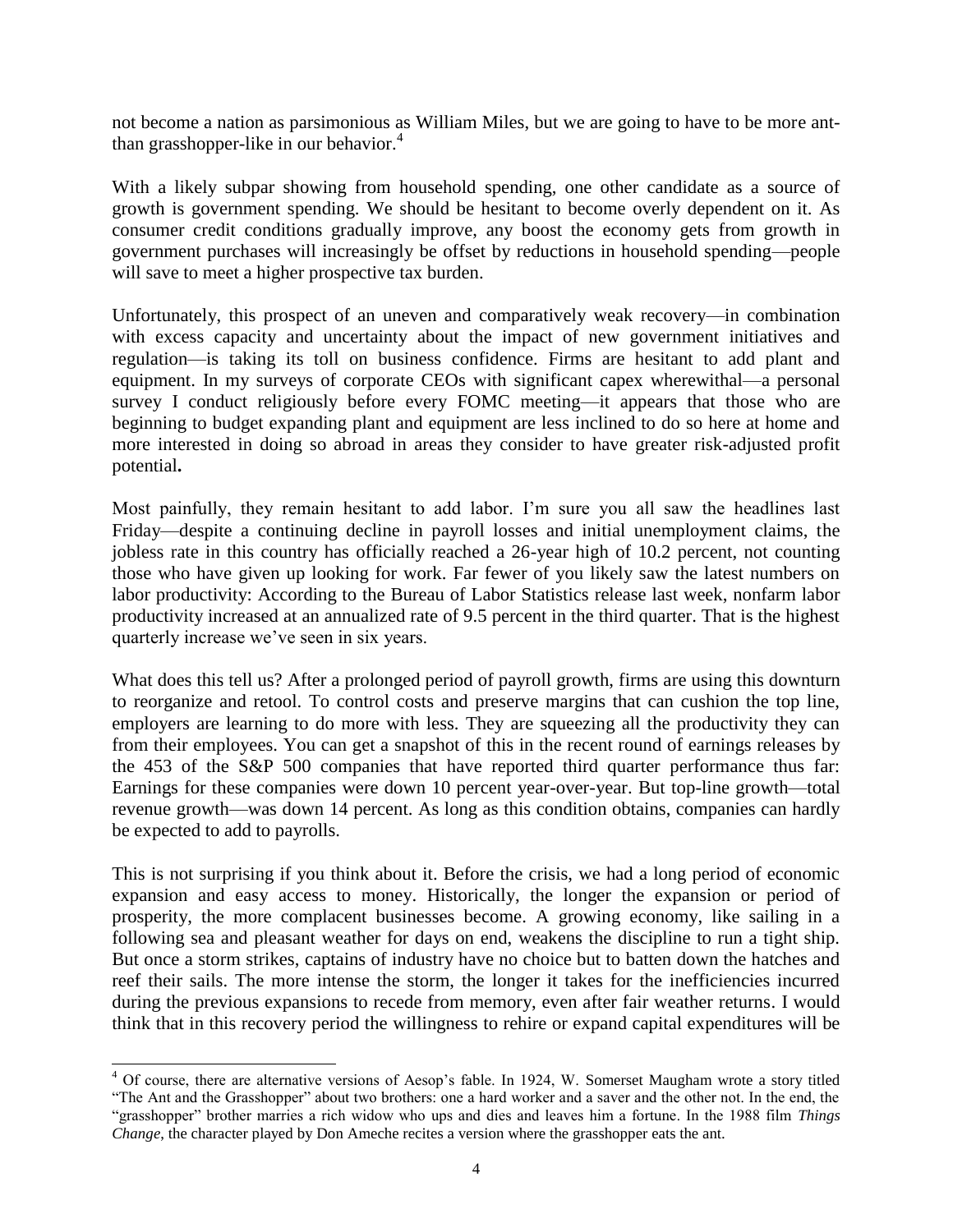not become a nation as parsimonious as William Miles, but we are going to have to be more ant- than grasshopper-like in our behavior.[4]

With a likely subpar showing from household spending, one other candidate as a source of growth is government spending. We should be hesitant to become overly dependent on it. As consumer credit conditions gradually improve, any boost the economy gets from growth in government purchases will increasingly be offset by reductions in household spending—people will save to meet a higher prospective tax burden.

Unfortunately, this prospect of an uneven and comparatively weak recovery—in combination with excess capacity and uncertainty about the impact of new government initiatives and regulation—is taking its toll on business confidence. Firms are hesitant to add plant and equipment. In my surveys of corporate CEOs with significant capex wherewithal—a personal survey I conduct religiously before every FOMC meeting—it appears that those who are beginning to budget expanding plant and equipment are less inclined to do so here at home and more interested in doing so abroad in areas they consider to have greater risk-adjusted profit potential**.**

Most painfully, they remain hesitant to add labor. I'm sure you all saw the headlines last Friday—despite a continuing decline in payroll losses and initial unemployment claims, the jobless rate in this country has officially reached a 26-year high of 10.2 percent, not counting those who have given up looking for work. Far fewer of you likely saw the latest numbers on labor productivity: According to the Bureau of Labor Statistics release last week, nonfarm labor productivity increased at an annualized rate of 9.5 percent in the third quarter. That is the highest quarterly increase we've seen in six years.

What does this tell us? After a prolonged period of payroll growth, firms are using this downturn to reorganize and retool. To control costs and preserve margins that can cushion the top line, employers are learning to do more with less. They are squeezing all the productivity they can from their employees. You can get a snapshot of this in the recent round of earnings releases by the 453 of the S&P 500 companies that have reported third quarter performance thus far: Earnings for these companies were down 10 percent year-over-year. But top-line growth—total revenue growth—was down 14 percent. As long as this condition obtains, companies can hardly be expected to add to payrolls.

This is not surprising if you think about it. Before the crisis, we had a long period of economic expansion and easy access to money. Historically, the longer the expansion or period of prosperity, the more complacent businesses become. A growing economy, like sailing in a following sea and pleasant weather for days on end, weakens the discipline to run a tight ship. But once a storm strikes, captains of industry have no choice but to batten down the hatches and reef their sails. The more intense the storm, the longer it takes for the inefficiencies incurred during the previous expansions to recede from memory, even after fair weather returns. I would think that in this recovery period the willingness to rehire or expand capital expenditures will be

---

[4] Of course, there are alternative versions of Aesop's fable. In 1924, W. Somerset Maugham wrote a story titled "The Ant and the Grasshopper" about two brothers: one a hard worker and a saver and the other not. In the end, the "grasshopper" brother marries a rich widow who ups and dies and leaves him a fortune. In the 1988 film *Things Change*, the character played by Don Ameche recites a version where the grasshopper eats the ant.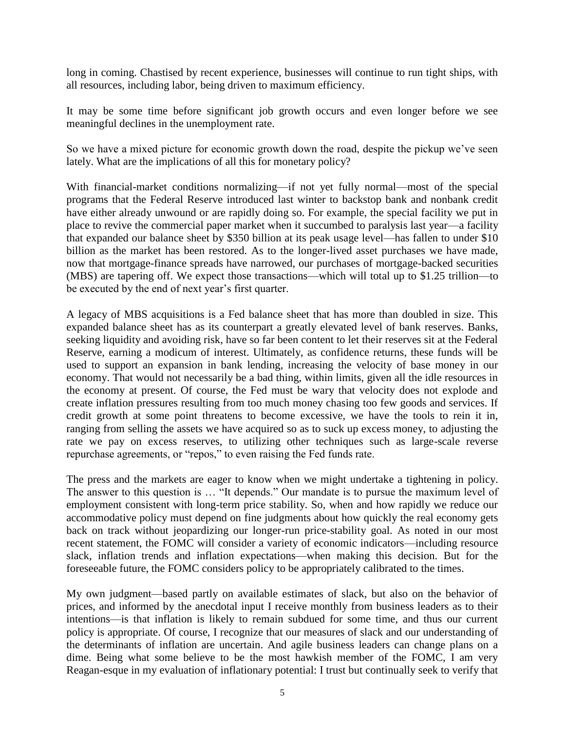long in coming. Chastised by recent experience, businesses will continue to run tight ships, with all resources, including labor, being driven to maximum efficiency.

It may be some time before significant job growth occurs and even longer before we see meaningful declines in the unemployment rate.

So we have a mixed picture for economic growth down the road, despite the pickup we've seen lately. What are the implications of all this for monetary policy?

With financial-market conditions normalizing—if not yet fully normal—most of the special programs that the Federal Reserve introduced last winter to backstop bank and nonbank credit have either already unwound or are rapidly doing so. For example, the special facility we put in place to revive the commercial paper market when it succumbed to paralysis last year—a facility that expanded our balance sheet by $350 billion at its peak usage level—has fallen to under $10 billion as the market has been restored. As to the longer-lived asset purchases we have made, now that mortgage-finance spreads have narrowed, our purchases of mortgage-backed securities (MBS) are tapering off. We expect those transactions—which will total up to $1.25 trillion—to be executed by the end of next year's first quarter.

A legacy of MBS acquisitions is a Fed balance sheet that has more than doubled in size. This expanded balance sheet has as its counterpart a greatly elevated level of bank reserves. Banks, seeking liquidity and avoiding risk, have so far been content to let their reserves sit at the Federal Reserve, earning a modicum of interest. Ultimately, as confidence returns, these funds will be used to support an expansion in bank lending, increasing the velocity of base money in our economy. That would not necessarily be a bad thing, within limits, given all the idle resources in the economy at present. Of course, the Fed must be wary that velocity does not explode and create inflation pressures resulting from too much money chasing too few goods and services. If credit growth at some point threatens to become excessive, we have the tools to rein it in, ranging from selling the assets we have acquired so as to suck up excess money, to adjusting the rate we pay on excess reserves, to utilizing other techniques such as large-scale reverse repurchase agreements, or "repos," to even raising the Fed funds rate.

The press and the markets are eager to know when we might undertake a tightening in policy. The answer to this question is … "It depends." Our mandate is to pursue the maximum level of employment consistent with long-term price stability. So, when and how rapidly we reduce our accommodative policy must depend on fine judgments about how quickly the real economy gets back on track without jeopardizing our longer-run price-stability goal. As noted in our most recent statement, the FOMC will consider a variety of economic indicators—including resource slack, inflation trends and inflation expectations—when making this decision. But for the foreseeable future, the FOMC considers policy to be appropriately calibrated to the times.

My own judgment—based partly on available estimates of slack, but also on the behavior of prices, and informed by the anecdotal input I receive monthly from business leaders as to their intentions—is that inflation is likely to remain subdued for some time, and thus our current policy is appropriate. Of course, I recognize that our measures of slack and our understanding of the determinants of inflation are uncertain. And agile business leaders can change plans on a dime. Being what some believe to be the most hawkish member of the FOMC, I am very Reagan-esque in my evaluation of inflationary potential: I trust but continually seek to verify that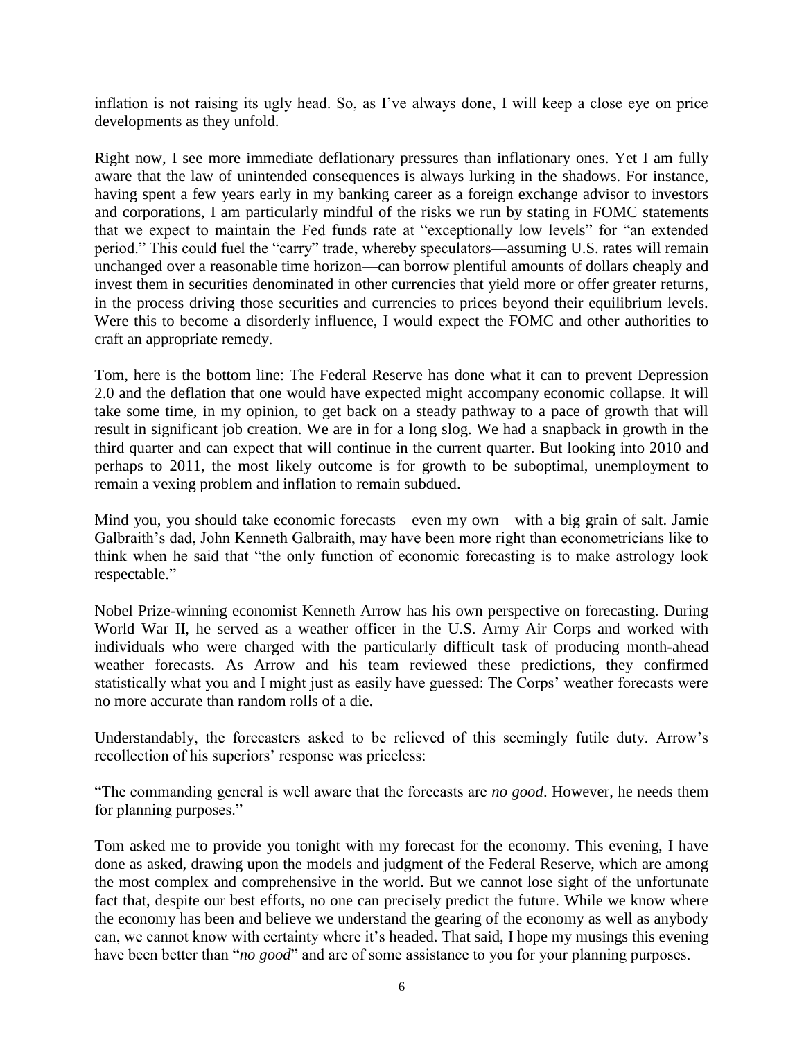inflation is not raising its ugly head. So, as I've always done, I will keep a close eye on price developments as they unfold.

Right now, I see more immediate deflationary pressures than inflationary ones. Yet I am fully aware that the law of unintended consequences is always lurking in the shadows. For instance, having spent a few years early in my banking career as a foreign exchange advisor to investors and corporations, I am particularly mindful of the risks we run by stating in FOMC statements that we expect to maintain the Fed funds rate at "exceptionally low levels" for "an extended period." This could fuel the "carry" trade, whereby speculators—assuming U.S. rates will remain unchanged over a reasonable time horizon—can borrow plentiful amounts of dollars cheaply and invest them in securities denominated in other currencies that yield more or offer greater returns, in the process driving those securities and currencies to prices beyond their equilibrium levels. Were this to become a disorderly influence, I would expect the FOMC and other authorities to craft an appropriate remedy.

Tom, here is the bottom line: The Federal Reserve has done what it can to prevent Depression 2.0 and the deflation that one would have expected might accompany economic collapse. It will take some time, in my opinion, to get back on a steady pathway to a pace of growth that will result in significant job creation. We are in for a long slog. We had a snapback in growth in the third quarter and can expect that will continue in the current quarter. But looking into 2010 and perhaps to 2011, the most likely outcome is for growth to be suboptimal, unemployment to remain a vexing problem and inflation to remain subdued.

Mind you, you should take economic forecasts—even my own—with a big grain of salt. Jamie Galbraith's dad, John Kenneth Galbraith, may have been more right than econometricians like to think when he said that "the only function of economic forecasting is to make astrology look respectable."

Nobel Prize-winning economist Kenneth Arrow has his own perspective on forecasting. During World War II, he served as a weather officer in the U.S. Army Air Corps and worked with individuals who were charged with the particularly difficult task of producing month-ahead weather forecasts. As Arrow and his team reviewed these predictions, they confirmed statistically what you and I might just as easily have guessed: The Corps' weather forecasts were no more accurate than random rolls of a die.

Understandably, the forecasters asked to be relieved of this seemingly futile duty. Arrow's recollection of his superiors' response was priceless:

"The commanding general is well aware that the forecasts are *no good*. However, he needs them for planning purposes."

Tom asked me to provide you tonight with my forecast for the economy. This evening, I have done as asked, drawing upon the models and judgment of the Federal Reserve, which are among the most complex and comprehensive in the world. But we cannot lose sight of the unfortunate fact that, despite our best efforts, no one can precisely predict the future. While we know where the economy has been and believe we understand the gearing of the economy as well as anybody can, we cannot know with certainty where it's headed. That said, I hope my musings this evening have been better than "*no good*" and are of some assistance to you for your planning purposes.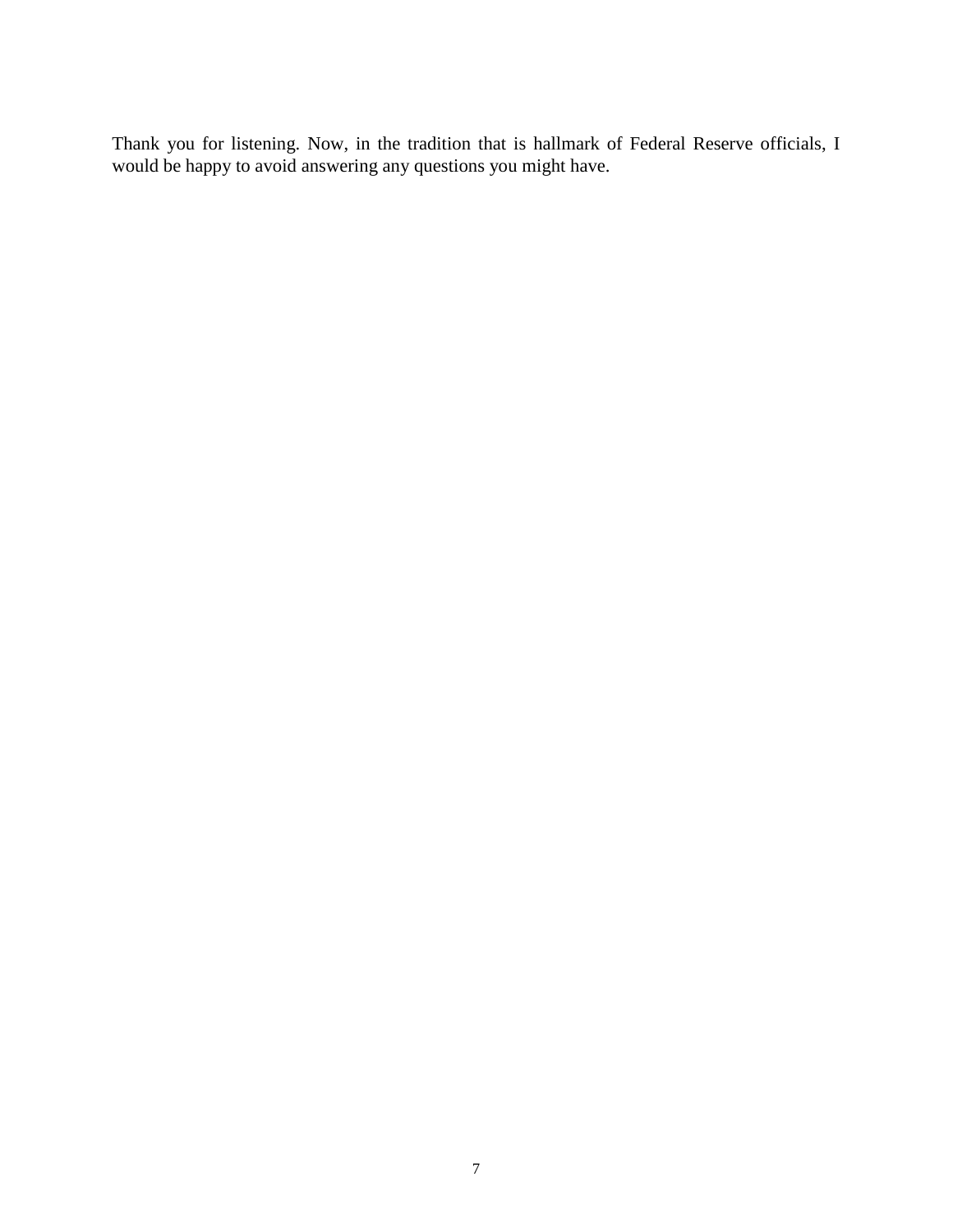Thank you for listening. Now, in the tradition that is hallmark of Federal Reserve officials, I would be happy to avoid answering any questions you might have.